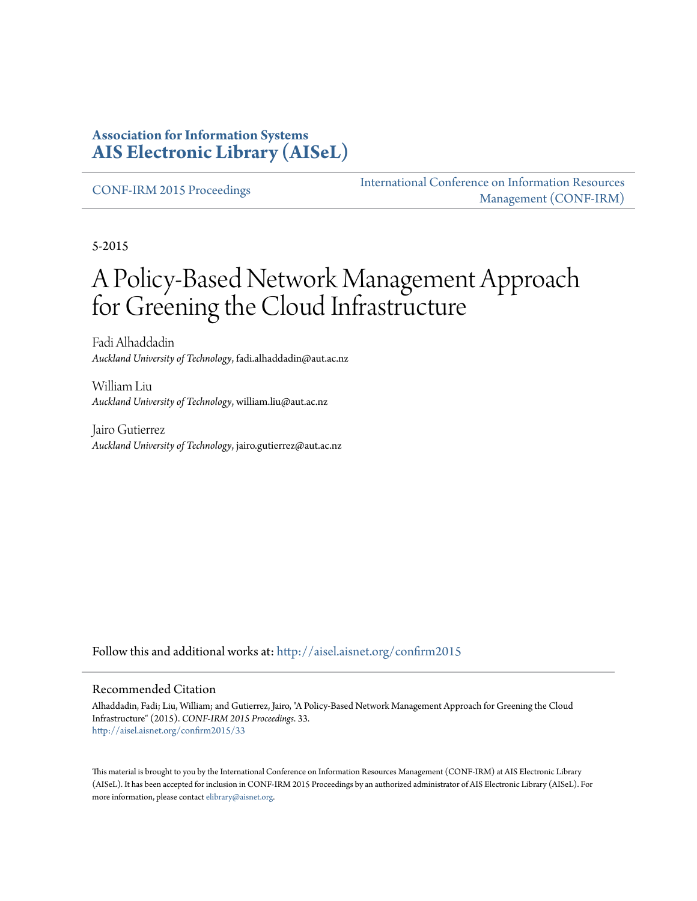**Association for Information Systems**
**AIS Electronic Library (AISeL)**

CONF-IRM 2015 Proceedings

International Conference on Information Resources Management (CONF-IRM)

5-2015

# A Policy-Based Network Management Approach for Greening the Cloud Infrastructure

Fadi Alhaddadin
*Auckland University of Technology*, fadi.alhaddadin@aut.ac.nz

William Liu
*Auckland University of Technology*, william.liu@aut.ac.nz

Jairo Gutierrez
*Auckland University of Technology*, jairo.gutierrez@aut.ac.nz

Follow this and additional works at: http://aisel.aisnet.org/confirm2015

## Recommended Citation

Alhaddadin, Fadi; Liu, William; and Gutierrez, Jairo, "A Policy-Based Network Management Approach for Greening the Cloud Infrastructure" (2015). *CONF-IRM 2015 Proceedings*. 33.
http://aisel.aisnet.org/confirm2015/33

This material is brought to you by the International Conference on Information Resources Management (CONF-IRM) at AIS Electronic Library (AISeL). It has been accepted for inclusion in CONF-IRM 2015 Proceedings by an authorized administrator of AIS Electronic Library (AISeL). For more information, please contact elibrary@aisnet.org.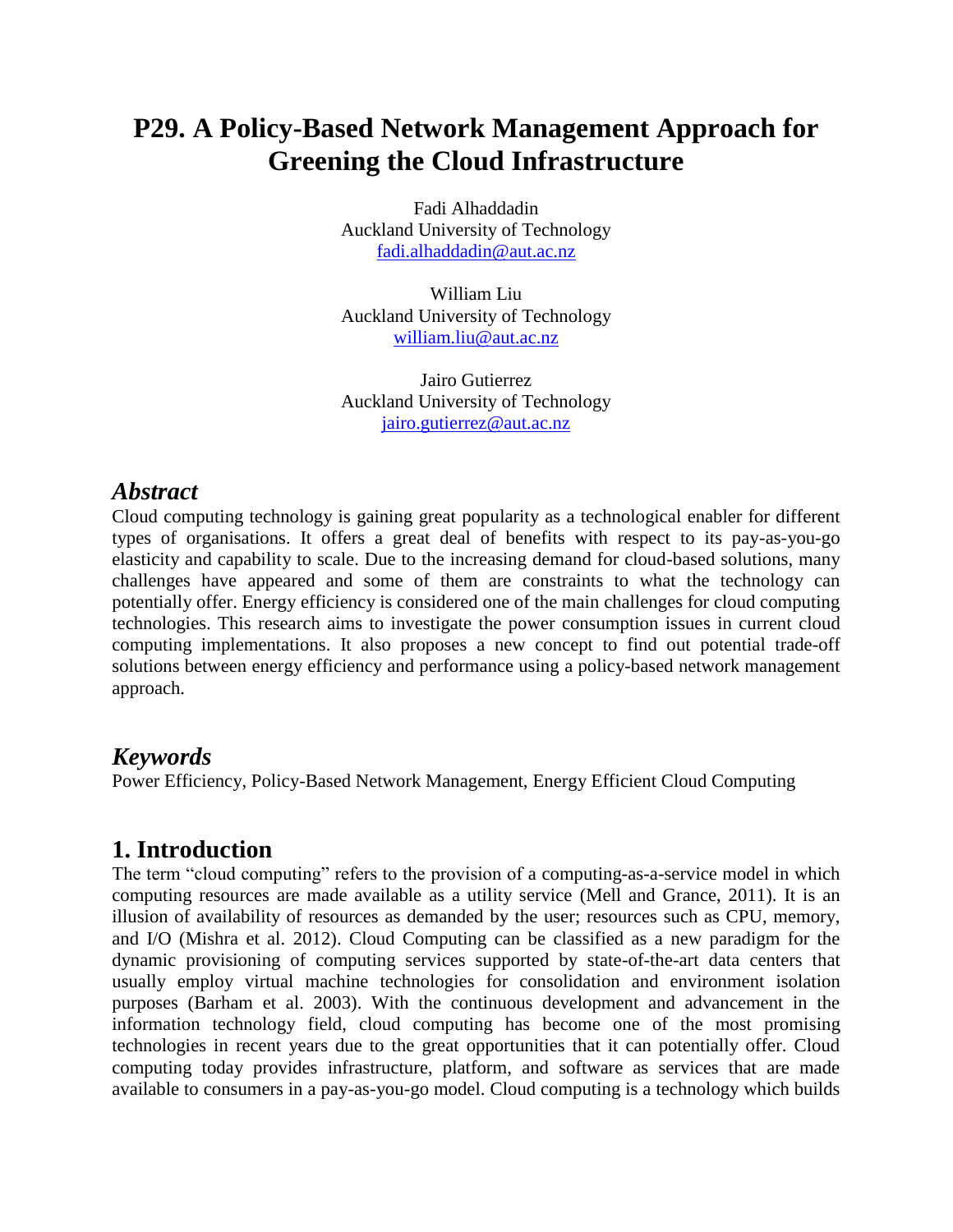# P29. A Policy-Based Network Management Approach for Greening the Cloud Infrastructure

Fadi Alhaddadin
Auckland University of Technology
fadi.alhaddadin@aut.ac.nz

William Liu
Auckland University of Technology
william.liu@aut.ac.nz

Jairo Gutierrez
Auckland University of Technology
jairo.gutierrez@aut.ac.nz

## *Abstract*

Cloud computing technology is gaining great popularity as a technological enabler for different types of organisations. It offers a great deal of benefits with respect to its pay-as-you-go elasticity and capability to scale. Due to the increasing demand for cloud-based solutions, many challenges have appeared and some of them are constraints to what the technology can potentially offer. Energy efficiency is considered one of the main challenges for cloud computing technologies. This research aims to investigate the power consumption issues in current cloud computing implementations. It also proposes a new concept to find out potential trade-off solutions between energy efficiency and performance using a policy-based network management approach.

## *Keywords*

Power Efficiency, Policy-Based Network Management, Energy Efficient Cloud Computing

## 1. Introduction

The term "cloud computing" refers to the provision of a computing-as-a-service model in which computing resources are made available as a utility service (Mell and Grance, 2011). It is an illusion of availability of resources as demanded by the user; resources such as CPU, memory, and I/O (Mishra et al. 2012). Cloud Computing can be classified as a new paradigm for the dynamic provisioning of computing services supported by state-of-the-art data centers that usually employ virtual machine technologies for consolidation and environment isolation purposes (Barham et al. 2003). With the continuous development and advancement in the information technology field, cloud computing has become one of the most promising technologies in recent years due to the great opportunities that it can potentially offer. Cloud computing today provides infrastructure, platform, and software as services that are made available to consumers in a pay-as-you-go model. Cloud computing is a technology which builds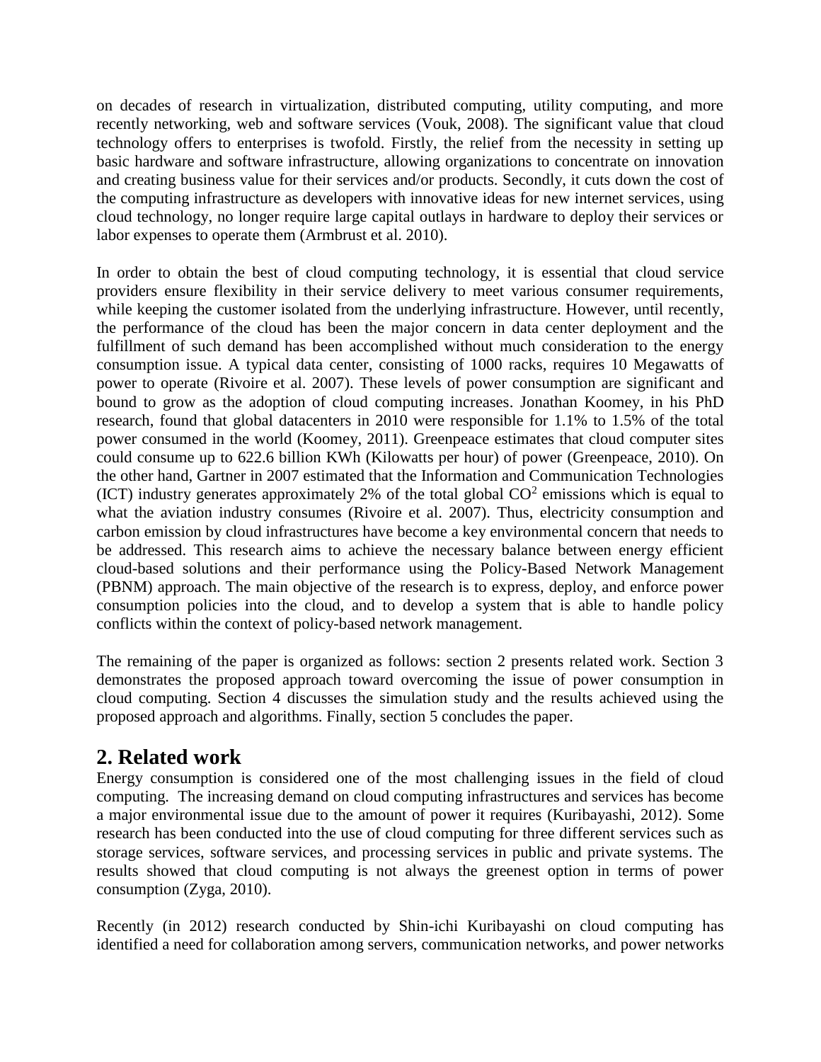on decades of research in virtualization, distributed computing, utility computing, and more recently networking, web and software services (Vouk, 2008). The significant value that cloud technology offers to enterprises is twofold. Firstly, the relief from the necessity in setting up basic hardware and software infrastructure, allowing organizations to concentrate on innovation and creating business value for their services and/or products. Secondly, it cuts down the cost of the computing infrastructure as developers with innovative ideas for new internet services, using cloud technology, no longer require large capital outlays in hardware to deploy their services or labor expenses to operate them (Armbrust et al. 2010).

In order to obtain the best of cloud computing technology, it is essential that cloud service providers ensure flexibility in their service delivery to meet various consumer requirements, while keeping the customer isolated from the underlying infrastructure. However, until recently, the performance of the cloud has been the major concern in data center deployment and the fulfillment of such demand has been accomplished without much consideration to the energy consumption issue. A typical data center, consisting of 1000 racks, requires 10 Megawatts of power to operate (Rivoire et al. 2007). These levels of power consumption are significant and bound to grow as the adoption of cloud computing increases. Jonathan Koomey, in his PhD research, found that global datacenters in 2010 were responsible for 1.1% to 1.5% of the total power consumed in the world (Koomey, 2011). Greenpeace estimates that cloud computer sites could consume up to 622.6 billion KWh (Kilowatts per hour) of power (Greenpeace, 2010). On the other hand, Gartner in 2007 estimated that the Information and Communication Technologies (ICT) industry generates approximately 2% of the total global $CO^2$ emissions which is equal to what the aviation industry consumes (Rivoire et al. 2007). Thus, electricity consumption and carbon emission by cloud infrastructures have become a key environmental concern that needs to be addressed. This research aims to achieve the necessary balance between energy efficient cloud-based solutions and their performance using the Policy-Based Network Management (PBNM) approach. The main objective of the research is to express, deploy, and enforce power consumption policies into the cloud, and to develop a system that is able to handle policy conflicts within the context of policy-based network management.

The remaining of the paper is organized as follows: section 2 presents related work. Section 3 demonstrates the proposed approach toward overcoming the issue of power consumption in cloud computing. Section 4 discusses the simulation study and the results achieved using the proposed approach and algorithms. Finally, section 5 concludes the paper.

## 2. Related work

Energy consumption is considered one of the most challenging issues in the field of cloud computing. The increasing demand on cloud computing infrastructures and services has become a major environmental issue due to the amount of power it requires (Kuribayashi, 2012). Some research has been conducted into the use of cloud computing for three different services such as storage services, software services, and processing services in public and private systems. The results showed that cloud computing is not always the greenest option in terms of power consumption (Zyga, 2010).

Recently (in 2012) research conducted by Shin-ichi Kuribayashi on cloud computing has identified a need for collaboration among servers, communication networks, and power networks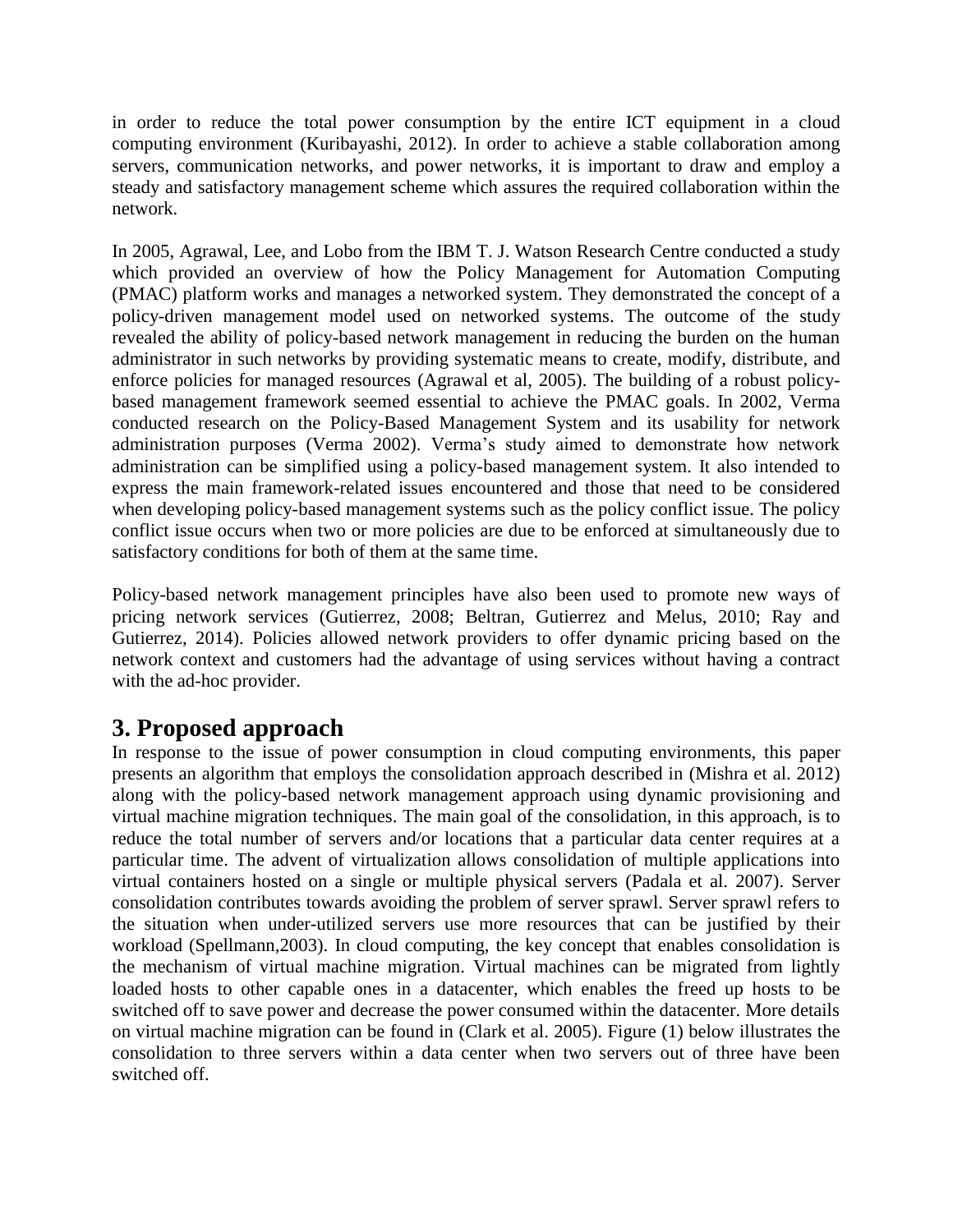in order to reduce the total power consumption by the entire ICT equipment in a cloud computing environment (Kuribayashi, 2012). In order to achieve a stable collaboration among servers, communication networks, and power networks, it is important to draw and employ a steady and satisfactory management scheme which assures the required collaboration within the network.

In 2005, Agrawal, Lee, and Lobo from the IBM T. J. Watson Research Centre conducted a study which provided an overview of how the Policy Management for Automation Computing (PMAC) platform works and manages a networked system. They demonstrated the concept of a policy-driven management model used on networked systems. The outcome of the study revealed the ability of policy-based network management in reducing the burden on the human administrator in such networks by providing systematic means to create, modify, distribute, and enforce policies for managed resources (Agrawal et al, 2005). The building of a robust policy-based management framework seemed essential to achieve the PMAC goals. In 2002, Verma conducted research on the Policy-Based Management System and its usability for network administration purposes (Verma 2002). Verma's study aimed to demonstrate how network administration can be simplified using a policy-based management system. It also intended to express the main framework-related issues encountered and those that need to be considered when developing policy-based management systems such as the policy conflict issue. The policy conflict issue occurs when two or more policies are due to be enforced at simultaneously due to satisfactory conditions for both of them at the same time.

Policy-based network management principles have also been used to promote new ways of pricing network services (Gutierrez, 2008; Beltran, Gutierrez and Melus, 2010; Ray and Gutierrez, 2014). Policies allowed network providers to offer dynamic pricing based on the network context and customers had the advantage of using services without having a contract with the ad-hoc provider.

## 3. Proposed approach

In response to the issue of power consumption in cloud computing environments, this paper presents an algorithm that employs the consolidation approach described in (Mishra et al. 2012) along with the policy-based network management approach using dynamic provisioning and virtual machine migration techniques. The main goal of the consolidation, in this approach, is to reduce the total number of servers and/or locations that a particular data center requires at a particular time. The advent of virtualization allows consolidation of multiple applications into virtual containers hosted on a single or multiple physical servers (Padala et al. 2007). Server consolidation contributes towards avoiding the problem of server sprawl. Server sprawl refers to the situation when under-utilized servers use more resources that can be justified by their workload (Spellmann,2003). In cloud computing, the key concept that enables consolidation is the mechanism of virtual machine migration. Virtual machines can be migrated from lightly loaded hosts to other capable ones in a datacenter, which enables the freed up hosts to be switched off to save power and decrease the power consumed within the datacenter. More details on virtual machine migration can be found in (Clark et al. 2005). Figure (1) below illustrates the consolidation to three servers within a data center when two servers out of three have been switched off.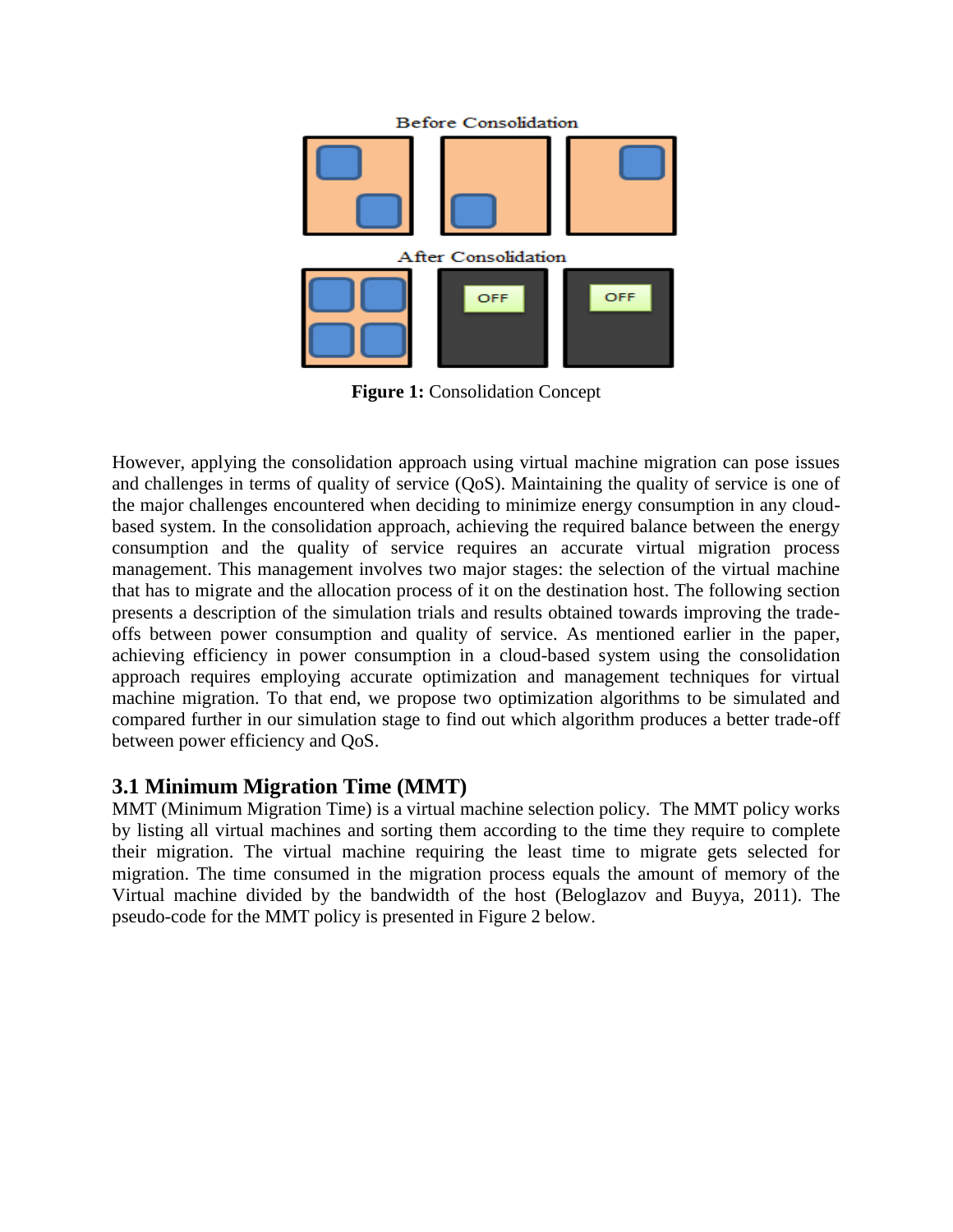**Figure 1:** Consolidation Concept

However, applying the consolidation approach using virtual machine migration can pose issues and challenges in terms of quality of service (QoS). Maintaining the quality of service is one of the major challenges encountered when deciding to minimize energy consumption in any cloud-based system. In the consolidation approach, achieving the required balance between the energy consumption and the quality of service requires an accurate virtual migration process management. This management involves two major stages: the selection of the virtual machine that has to migrate and the allocation process of it on the destination host. The following section presents a description of the simulation trials and results obtained towards improving the trade-offs between power consumption and quality of service. As mentioned earlier in the paper, achieving efficiency in power consumption in a cloud-based system using the consolidation approach requires employing accurate optimization and management techniques for virtual machine migration. To that end, we propose two optimization algorithms to be simulated and compared further in our simulation stage to find out which algorithm produces a better trade-off between power efficiency and QoS.

## 3.1 Minimum Migration Time (MMT)

MMT (Minimum Migration Time) is a virtual machine selection policy. The MMT policy works by listing all virtual machines and sorting them according to the time they require to complete their migration. The virtual machine requiring the least time to migrate gets selected for migration. The time consumed in the migration process equals the amount of memory of the Virtual machine divided by the bandwidth of the host (Beloglazov and Buyya, 2011). The pseudo-code for the MMT policy is presented in Figure 2 below.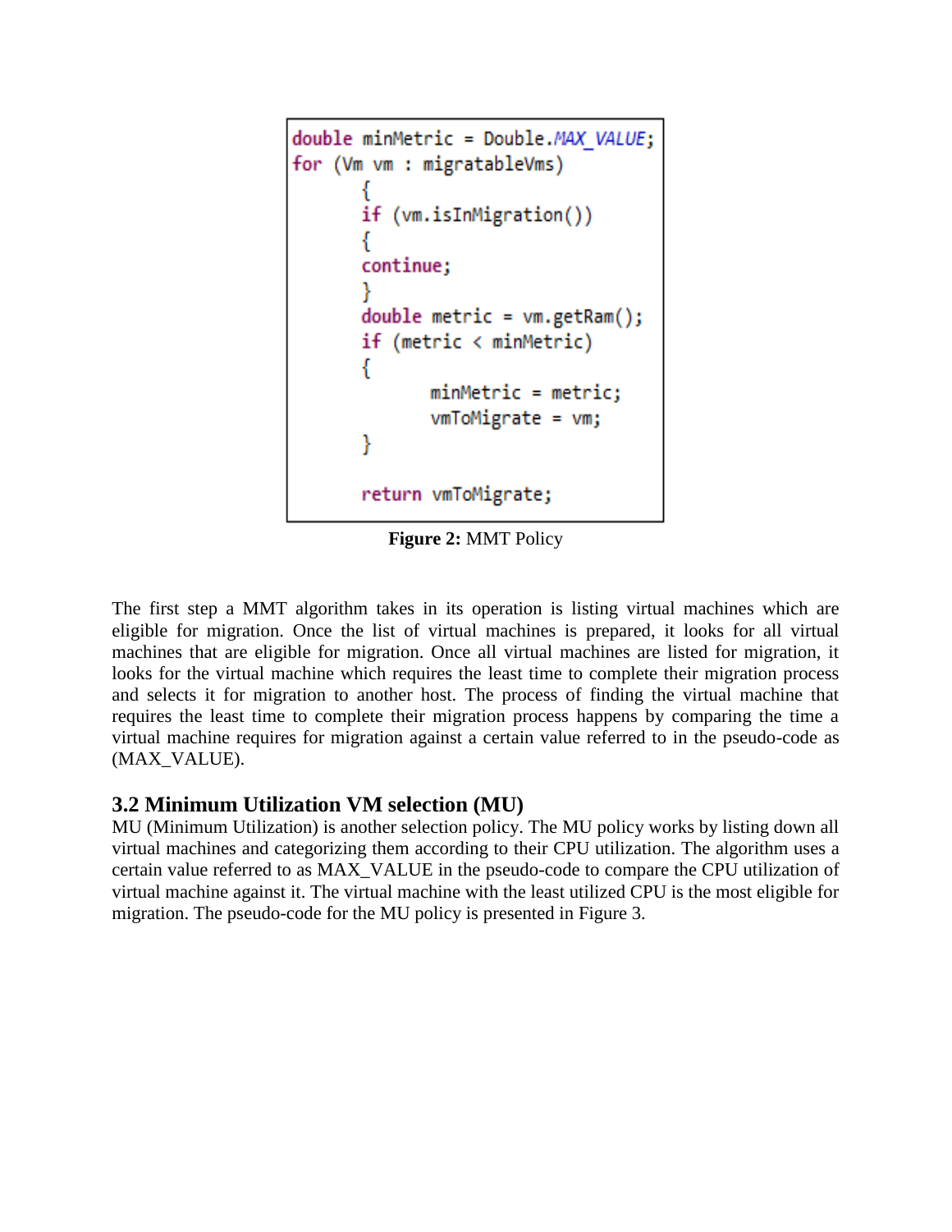```
double minMetric = Double.MAX_VALUE;
for (Vm vm : migratableVms)
        {
        if (vm.isInMigration())
        {
        continue;
        }
        double metric = vm.getRam();
        if (metric < minMetric)
        {
                minMetric = metric;
                vmToMigrate = vm;
        }

        return vmToMigrate;
```

**Figure 2:** MMT Policy

The first step a MMT algorithm takes in its operation is listing virtual machines which are eligible for migration. Once the list of virtual machines is prepared, it looks for all virtual machines that are eligible for migration. Once all virtual machines are listed for migration, it looks for the virtual machine which requires the least time to complete their migration process and selects it for migration to another host. The process of finding the virtual machine that requires the least time to complete their migration process happens by comparing the time a virtual machine requires for migration against a certain value referred to in the pseudo-code as (MAX_VALUE).

### 3.2 Minimum Utilization VM selection (MU)

MU (Minimum Utilization) is another selection policy. The MU policy works by listing down all virtual machines and categorizing them according to their CPU utilization. The algorithm uses a certain value referred to as MAX_VALUE in the pseudo-code to compare the CPU utilization of virtual machine against it. The virtual machine with the least utilized CPU is the most eligible for migration. The pseudo-code for the MU policy is presented in Figure 3.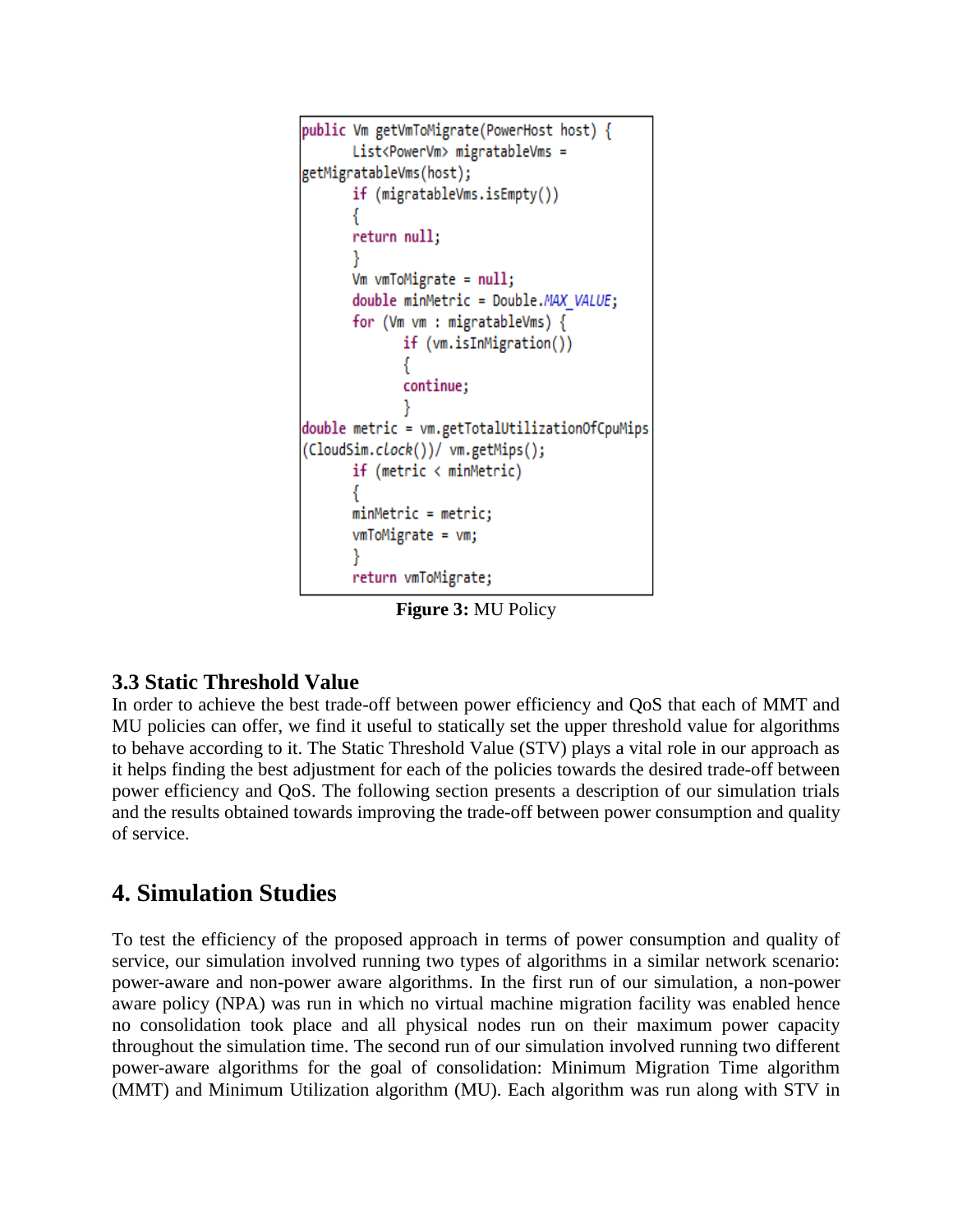```
public Vm getVmToMigrate(PowerHost host) {
       List<PowerVm> migratableVms =
getMigratableVms(host);
       if (migratableVms.isEmpty())
       {
       return null;
       }
       Vm vmToMigrate = null;
       double minMetric = Double.MAX_VALUE;
       for (Vm vm : migratableVms) {
              if (vm.isInMigration())
              {
              continue;
              }
double metric = vm.getTotalUtilizationOfCpuMips
(CloudSim.clock())/ vm.getMips();
       if (metric < minMetric)
       {
       minMetric = metric;
       vmToMigrate = vm;
       }
       return vmToMigrate;
```

**Figure 3:** MU Policy

### 3.3 Static Threshold Value

In order to achieve the best trade-off between power efficiency and QoS that each of MMT and MU policies can offer, we find it useful to statically set the upper threshold value for algorithms to behave according to it. The Static Threshold Value (STV) plays a vital role in our approach as it helps finding the best adjustment for each of the policies towards the desired trade-off between power efficiency and QoS. The following section presents a description of our simulation trials and the results obtained towards improving the trade-off between power consumption and quality of service.

## 4. Simulation Studies

To test the efficiency of the proposed approach in terms of power consumption and quality of service, our simulation involved running two types of algorithms in a similar network scenario: power-aware and non-power aware algorithms. In the first run of our simulation, a non-power aware policy (NPA) was run in which no virtual machine migration facility was enabled hence no consolidation took place and all physical nodes run on their maximum power capacity throughout the simulation time. The second run of our simulation involved running two different power-aware algorithms for the goal of consolidation: Minimum Migration Time algorithm (MMT) and Minimum Utilization algorithm (MU). Each algorithm was run along with STV in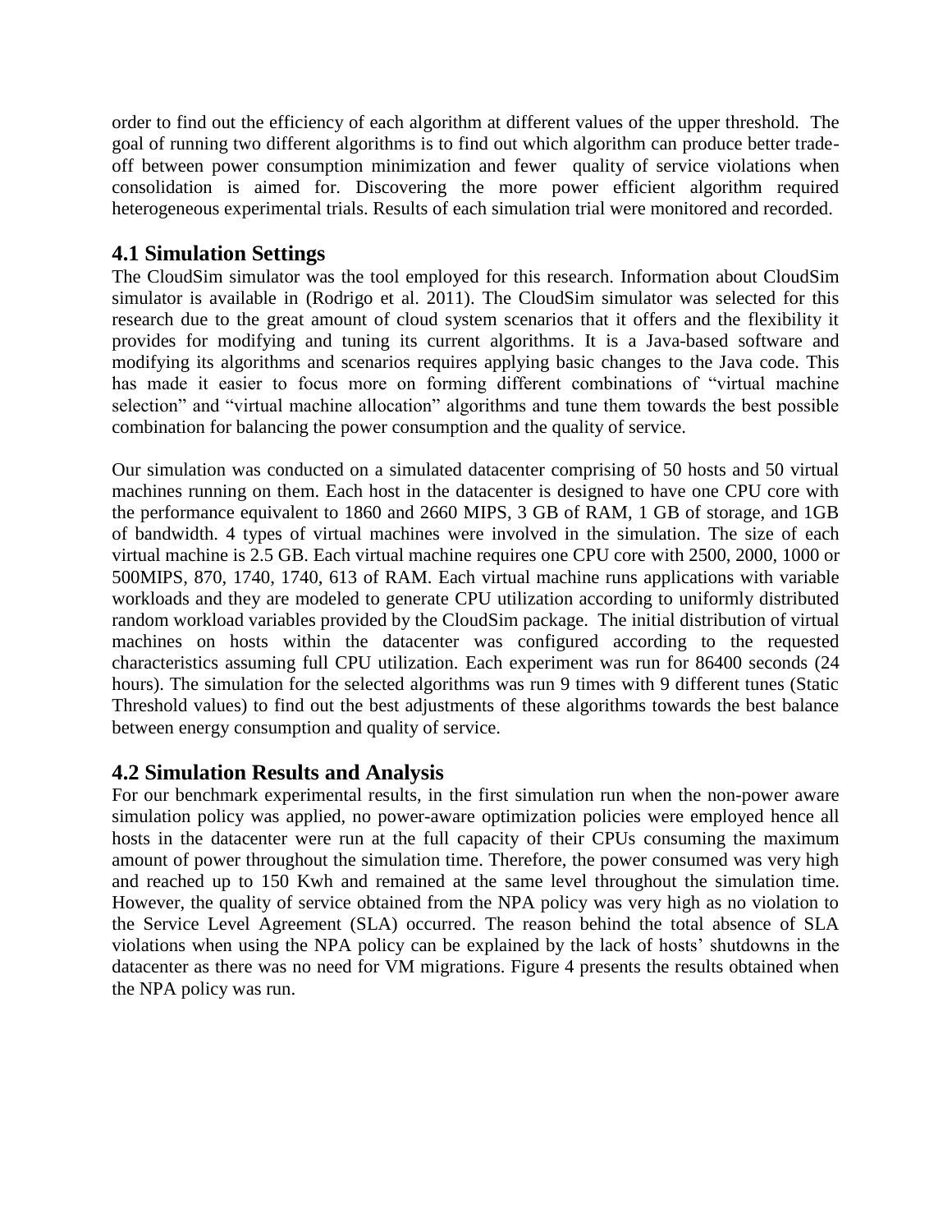order to find out the efficiency of each algorithm at different values of the upper threshold. The goal of running two different algorithms is to find out which algorithm can produce better trade-off between power consumption minimization and fewer quality of service violations when consolidation is aimed for. Discovering the more power efficient algorithm required heterogeneous experimental trials. Results of each simulation trial were monitored and recorded.

## 4.1 Simulation Settings

The CloudSim simulator was the tool employed for this research. Information about CloudSim simulator is available in (Rodrigo et al. 2011). The CloudSim simulator was selected for this research due to the great amount of cloud system scenarios that it offers and the flexibility it provides for modifying and tuning its current algorithms. It is a Java-based software and modifying its algorithms and scenarios requires applying basic changes to the Java code. This has made it easier to focus more on forming different combinations of "virtual machine selection" and "virtual machine allocation" algorithms and tune them towards the best possible combination for balancing the power consumption and the quality of service.

Our simulation was conducted on a simulated datacenter comprising of 50 hosts and 50 virtual machines running on them. Each host in the datacenter is designed to have one CPU core with the performance equivalent to 1860 and 2660 MIPS, 3 GB of RAM, 1 GB of storage, and 1GB of bandwidth. 4 types of virtual machines were involved in the simulation. The size of each virtual machine is 2.5 GB. Each virtual machine requires one CPU core with 2500, 2000, 1000 or 500MIPS, 870, 1740, 1740, 613 of RAM. Each virtual machine runs applications with variable workloads and they are modeled to generate CPU utilization according to uniformly distributed random workload variables provided by the CloudSim package. The initial distribution of virtual machines on hosts within the datacenter was configured according to the requested characteristics assuming full CPU utilization. Each experiment was run for 86400 seconds (24 hours). The simulation for the selected algorithms was run 9 times with 9 different tunes (Static Threshold values) to find out the best adjustments of these algorithms towards the best balance between energy consumption and quality of service.

## 4.2 Simulation Results and Analysis

For our benchmark experimental results, in the first simulation run when the non-power aware simulation policy was applied, no power-aware optimization policies were employed hence all hosts in the datacenter were run at the full capacity of their CPUs consuming the maximum amount of power throughout the simulation time. Therefore, the power consumed was very high and reached up to 150 Kwh and remained at the same level throughout the simulation time. However, the quality of service obtained from the NPA policy was very high as no violation to the Service Level Agreement (SLA) occurred. The reason behind the total absence of SLA violations when using the NPA policy can be explained by the lack of hosts' shutdowns in the datacenter as there was no need for VM migrations. Figure 4 presents the results obtained when the NPA policy was run.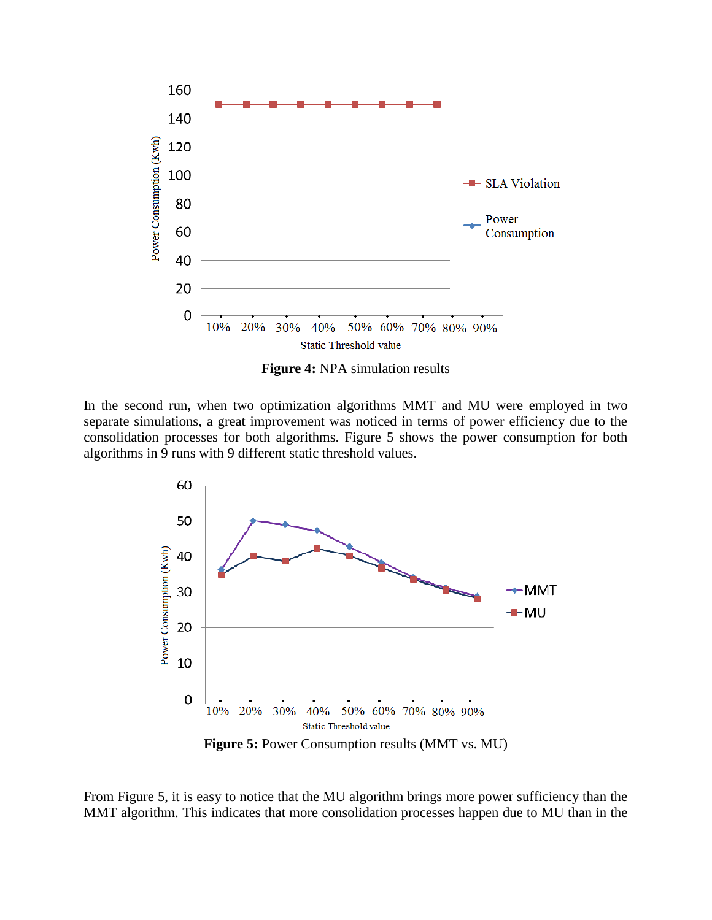**Figure 4:** NPA simulation results

In the second run, when two optimization algorithms MMT and MU were employed in two separate simulations, a great improvement was noticed in terms of power efficiency due to the consolidation processes for both algorithms. Figure 5 shows the power consumption for both algorithms in 9 runs with 9 different static threshold values.

**Figure 5:** Power Consumption results (MMT vs. MU)

From Figure 5, it is easy to notice that the MU algorithm brings more power sufficiency than the MMT algorithm. This indicates that more consolidation processes happen due to MU than in the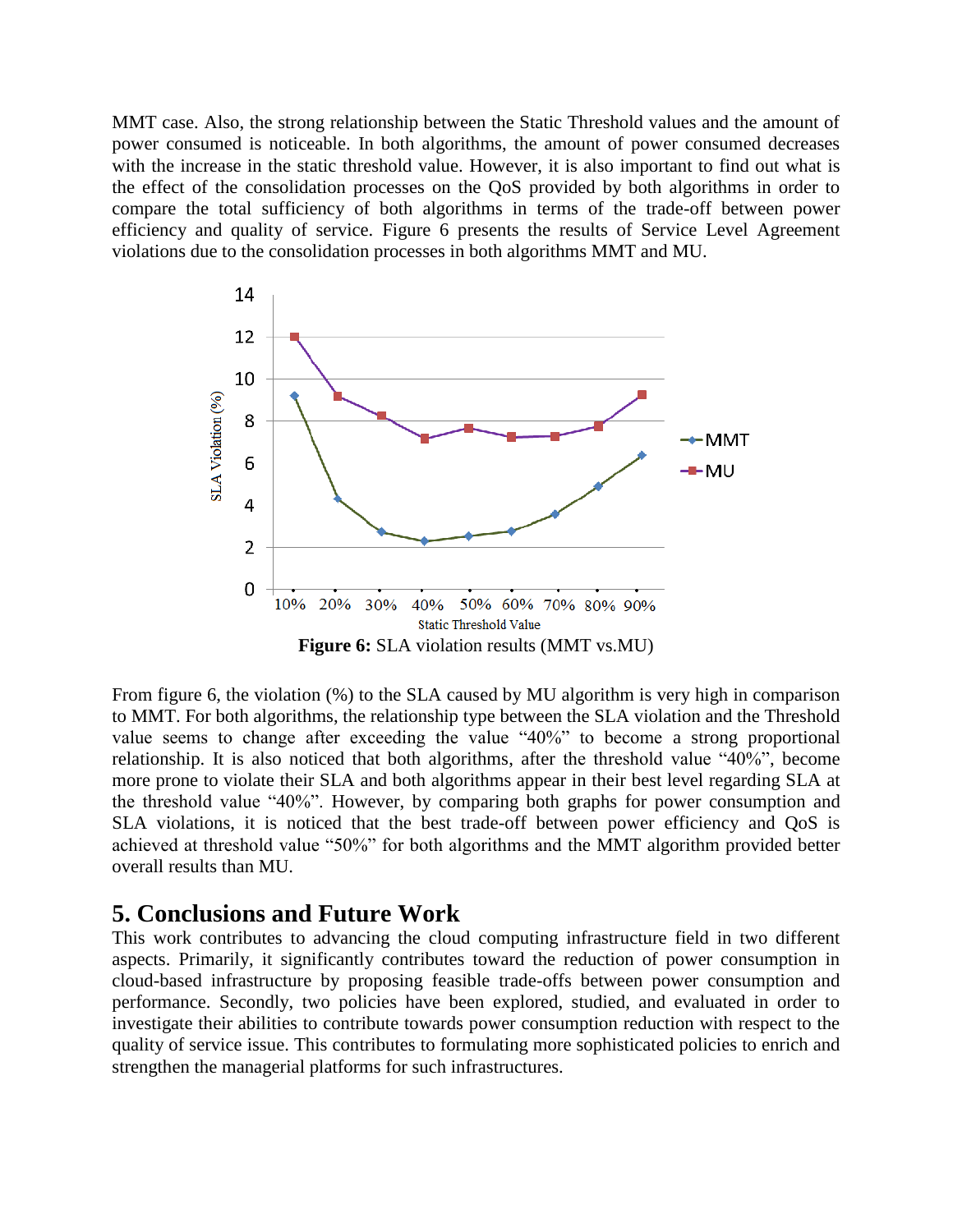MMT case. Also, the strong relationship between the Static Threshold values and the amount of power consumed is noticeable. In both algorithms, the amount of power consumed decreases with the increase in the static threshold value. However, it is also important to find out what is the effect of the consolidation processes on the QoS provided by both algorithms in order to compare the total sufficiency of both algorithms in terms of the trade-off between power efficiency and quality of service. Figure 6 presents the results of Service Level Agreement violations due to the consolidation processes in both algorithms MMT and MU.

**Figure 6:** SLA violation results (MMT vs.MU)

From figure 6, the violation (%) to the SLA caused by MU algorithm is very high in comparison to MMT. For both algorithms, the relationship type between the SLA violation and the Threshold value seems to change after exceeding the value "40%" to become a strong proportional relationship. It is also noticed that both algorithms, after the threshold value "40%", become more prone to violate their SLA and both algorithms appear in their best level regarding SLA at the threshold value "40%". However, by comparing both graphs for power consumption and SLA violations, it is noticed that the best trade-off between power efficiency and QoS is achieved at threshold value "50%" for both algorithms and the MMT algorithm provided better overall results than MU.

## 5. Conclusions and Future Work

This work contributes to advancing the cloud computing infrastructure field in two different aspects. Primarily, it significantly contributes toward the reduction of power consumption in cloud-based infrastructure by proposing feasible trade-offs between power consumption and performance. Secondly, two policies have been explored, studied, and evaluated in order to investigate their abilities to contribute towards power consumption reduction with respect to the quality of service issue. This contributes to formulating more sophisticated policies to enrich and strengthen the managerial platforms for such infrastructures.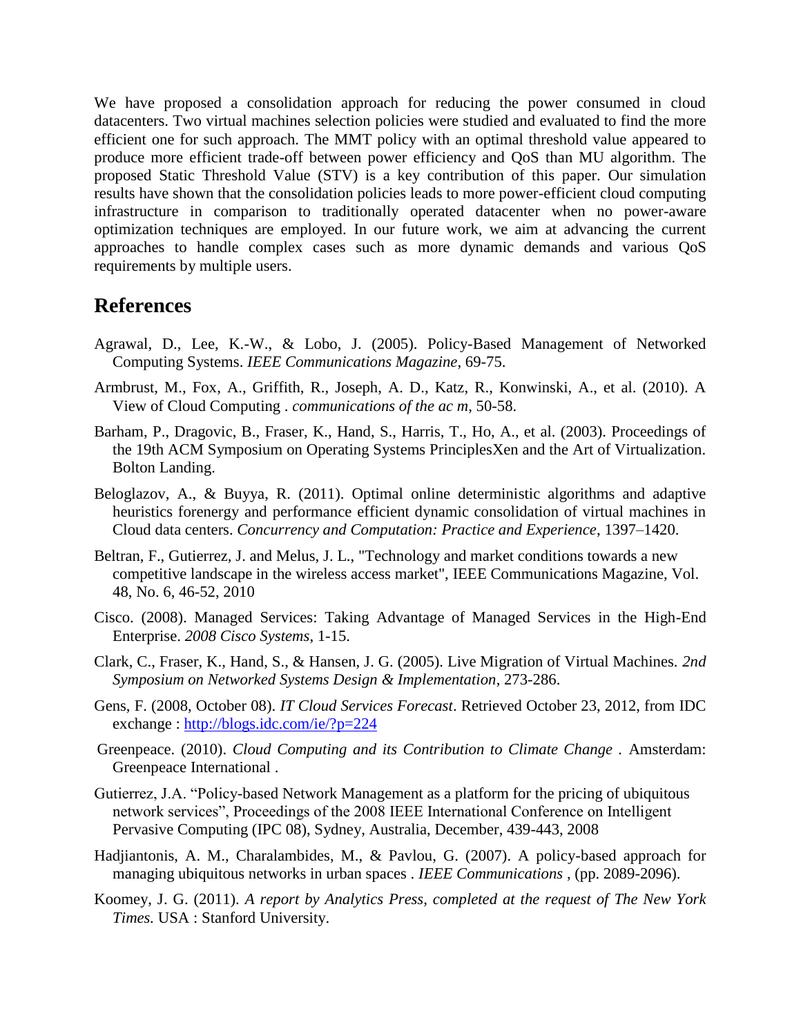We have proposed a consolidation approach for reducing the power consumed in cloud datacenters. Two virtual machines selection policies were studied and evaluated to find the more efficient one for such approach. The MMT policy with an optimal threshold value appeared to produce more efficient trade-off between power efficiency and QoS than MU algorithm. The proposed Static Threshold Value (STV) is a key contribution of this paper. Our simulation results have shown that the consolidation policies leads to more power-efficient cloud computing infrastructure in comparison to traditionally operated datacenter when no power-aware optimization techniques are employed. In our future work, we aim at advancing the current approaches to handle complex cases such as more dynamic demands and various QoS requirements by multiple users.

## References

Agrawal, D., Lee, K.-W., & Lobo, J. (2005). Policy-Based Management of Networked Computing Systems. *IEEE Communications Magazine*, 69-75.

Armbrust, M., Fox, A., Griffith, R., Joseph, A. D., Katz, R., Konwinski, A., et al. (2010). A View of Cloud Computing . *communications of the ac m*, 50-58.

Barham, P., Dragovic, B., Fraser, K., Hand, S., Harris, T., Ho, A., et al. (2003). Proceedings of the 19th ACM Symposium on Operating Systems PrinciplesXen and the Art of Virtualization. Bolton Landing.

Beloglazov, A., & Buyya, R. (2011). Optimal online deterministic algorithms and adaptive heuristics forenergy and performance efficient dynamic consolidation of virtual machines in Cloud data centers. *Concurrency and Computation: Practice and Experience*, 1397–1420.

Beltran, F., Gutierrez, J. and Melus, J. L., "Technology and market conditions towards a new competitive landscape in the wireless access market", IEEE Communications Magazine, Vol. 48, No. 6, 46-52, 2010

Cisco. (2008). Managed Services: Taking Advantage of Managed Services in the High-End Enterprise. *2008 Cisco Systems*, 1-15.

Clark, C., Fraser, K., Hand, S., & Hansen, J. G. (2005). Live Migration of Virtual Machines. *2nd Symposium on Networked Systems Design & Implementation*, 273-286.

Gens, F. (2008, October 08). *IT Cloud Services Forecast*. Retrieved October 23, 2012, from IDC exchange : http://blogs.idc.com/ie/?p=224

Greenpeace. (2010). *Cloud Computing and its Contribution to Climate Change* . Amsterdam: Greenpeace International .

Gutierrez, J.A. "Policy-based Network Management as a platform for the pricing of ubiquitous network services", Proceedings of the 2008 IEEE International Conference on Intelligent Pervasive Computing (IPC 08), Sydney, Australia, December, 439-443, 2008

Hadjiantonis, A. M., Charalambides, M., & Pavlou, G. (2007). A policy-based approach for managing ubiquitous networks in urban spaces . *IEEE Communications* , (pp. 2089-2096).

Koomey, J. G. (2011). *A report by Analytics Press, completed at the request of The New York Times.* USA : Stanford University.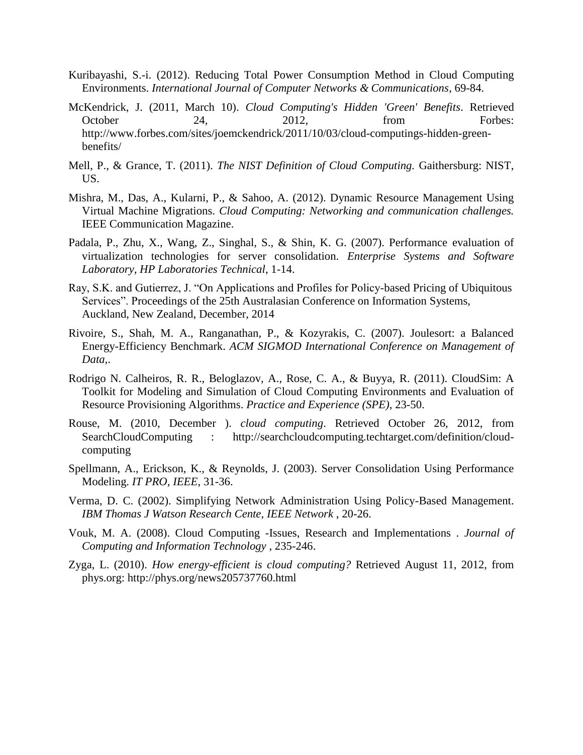Kuribayashi, S.-i. (2012). Reducing Total Power Consumption Method in Cloud Computing Environments. *International Journal of Computer Networks & Communications*, 69-84.

McKendrick, J. (2011, March 10). *Cloud Computing's Hidden 'Green' Benefits*. Retrieved October 24, 2012, from Forbes: http://www.forbes.com/sites/joemckendrick/2011/10/03/cloud-computings-hidden-green-benefits/

Mell, P., & Grance, T. (2011). *The NIST Definition of Cloud Computing.* Gaithersburg: NIST, US.

Mishra, M., Das, A., Kularni, P., & Sahoo, A. (2012). Dynamic Resource Management Using Virtual Machine Migrations. *Cloud Computing: Networking and communication challenges.* IEEE Communication Magazine.

Padala, P., Zhu, X., Wang, Z., Singhal, S., & Shin, K. G. (2007). Performance evaluation of virtualization technologies for server consolidation. *Enterprise Systems and Software Laboratory, HP Laboratories Technical*, 1-14.

Ray, S.K. and Gutierrez, J. "On Applications and Profiles for Policy-based Pricing of Ubiquitous Services". Proceedings of the 25th Australasian Conference on Information Systems, Auckland, New Zealand, December, 2014

Rivoire, S., Shah, M. A., Ranganathan, P., & Kozyrakis, C. (2007). Joulesort: a Balanced Energy-Efficiency Benchmark. *ACM SIGMOD International Conference on Management of Data,*.

Rodrigo N. Calheiros, R. R., Beloglazov, A., Rose, C. A., & Buyya, R. (2011). CloudSim: A Toolkit for Modeling and Simulation of Cloud Computing Environments and Evaluation of Resource Provisioning Algorithms. *Practice and Experience (SPE)*, 23-50.

Rouse, M. (2010, December ). *cloud computing*. Retrieved October 26, 2012, from SearchCloudComputing : http://searchcloudcomputing.techtarget.com/definition/cloud-computing

Spellmann, A., Erickson, K., & Reynolds, J. (2003). Server Consolidation Using Performance Modeling. *IT PRO, IEEE*, 31-36.

Verma, D. C. (2002). Simplifying Network Administration Using Policy-Based Management. *IBM Thomas J Watson Research Cente, IEEE Network* , 20-26.

Vouk, M. A. (2008). Cloud Computing -Issues, Research and Implementations . *Journal of Computing and Information Technology* , 235-246.

Zyga, L. (2010). *How energy-efficient is cloud computing?* Retrieved August 11, 2012, from phys.org: http://phys.org/news205737760.html